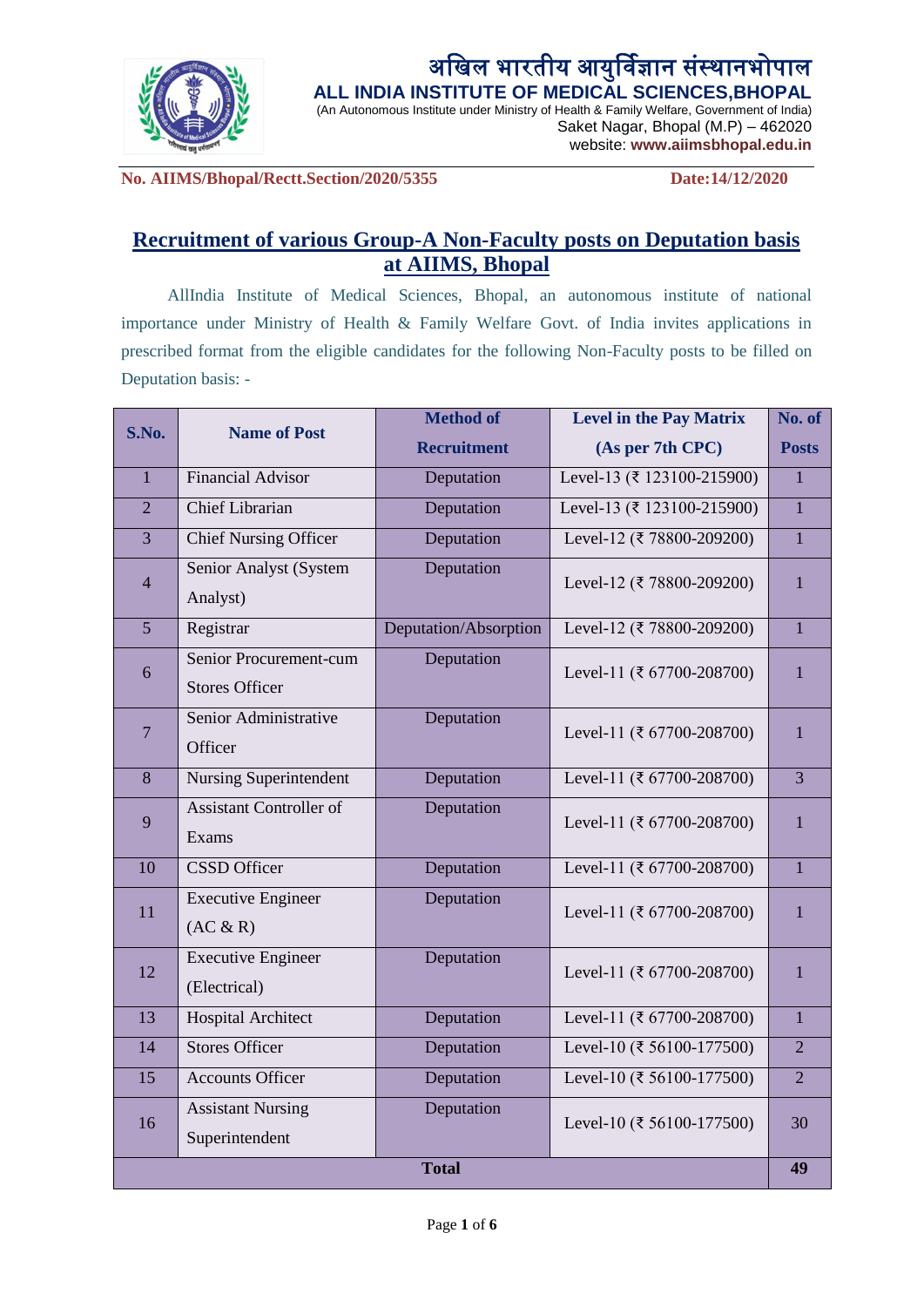अखिल भारतीय आयुर्विज्ञान संस्थानभोपाल

**ALL INDIA INSTITUTE OF MEDICAL SCIENCES,BHOPAL**

(An Autonomous Institute under Ministry of Health & Family Welfare, Government of India)
Saket Nagar, Bhopal (M.P) – 462020
website: **www.aiimsbhopal.edu.in**

**No. AIIMS/Bhopal/Rectt.Section/2020/5355** **Date:14/12/2020**

## Recruitment of various Group-A Non-Faculty posts on Deputation basis at AIIMS, Bhopal

AllIndia Institute of Medical Sciences, Bhopal, an autonomous institute of national importance under Ministry of Health & Family Welfare Govt. of India invites applications in prescribed format from the eligible candidates for the following Non-Faculty posts to be filled on Deputation basis: -

| S.No. | Name of Post | Method of Recruitment | Level in the Pay Matrix (As per 7th CPC) | No. of Posts |
|---|---|---|---|---|
| 1 | Financial Advisor | Deputation | Level-13 (₹ 123100-215900) | 1 |
| 2 | Chief Librarian | Deputation | Level-13 (₹ 123100-215900) | 1 |
| 3 | Chief Nursing Officer | Deputation | Level-12 (₹ 78800-209200) | 1 |
| 4 | Senior Analyst (System Analyst) | Deputation | Level-12 (₹ 78800-209200) | 1 |
| 5 | Registrar | Deputation/Absorption | Level-12 (₹ 78800-209200) | 1 |
| 6 | Senior Procurement-cum Stores Officer | Deputation | Level-11 (₹ 67700-208700) | 1 |
| 7 | Senior Administrative Officer | Deputation | Level-11 (₹ 67700-208700) | 1 |
| 8 | Nursing Superintendent | Deputation | Level-11 (₹ 67700-208700) | 3 |
| 9 | Assistant Controller of Exams | Deputation | Level-11 (₹ 67700-208700) | 1 |
| 10 | CSSD Officer | Deputation | Level-11 (₹ 67700-208700) | 1 |
| 11 | Executive Engineer (AC & R) | Deputation | Level-11 (₹ 67700-208700) | 1 |
| 12 | Executive Engineer (Electrical) | Deputation | Level-11 (₹ 67700-208700) | 1 |
| 13 | Hospital Architect | Deputation | Level-11 (₹ 67700-208700) | 1 |
| 14 | Stores Officer | Deputation | Level-10 (₹ 56100-177500) | 2 |
| 15 | Accounts Officer | Deputation | Level-10 (₹ 56100-177500) | 2 |
| 16 | Assistant Nursing Superintendent | Deputation | Level-10 (₹ 56100-177500) | 30 |
| **Total** | | | | **49** |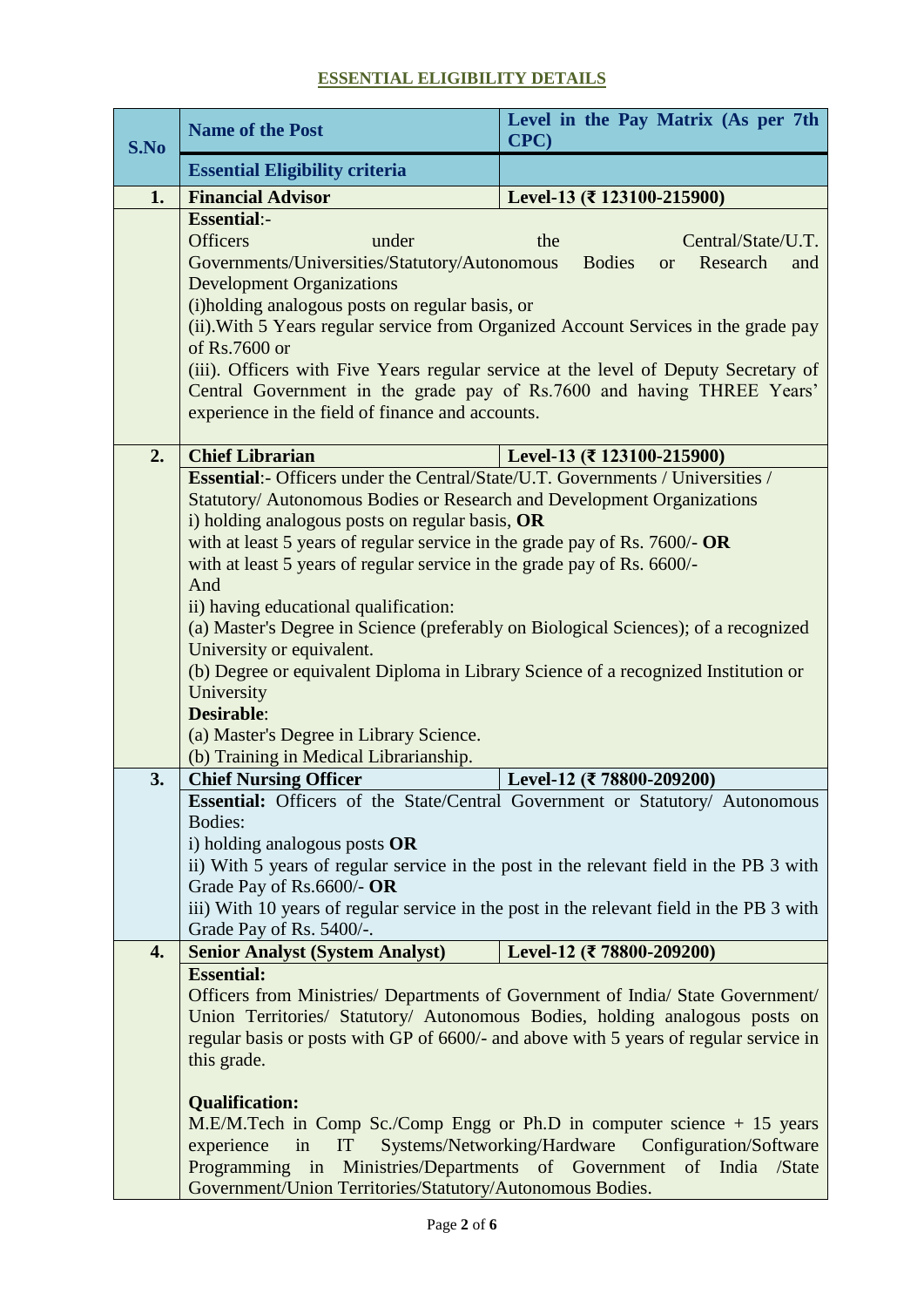## ESSENTIAL ELIGIBILITY DETAILS

| S.No | Name of the Post | Level in the Pay Matrix (As per 7th CPC) |
|---|---|---|
| | **Essential Eligibility criteria** | |
| **1.** | **Financial Advisor** | **Level-13 (₹ 123100-215900)** |
| | **Essential**:- <br> Officers under the Central/State/U.T. Governments/Universities/Statutory/Autonomous Bodies or Research and Development Organizations <br> (i)holding analogous posts on regular basis, or <br> (ii).With 5 Years regular service from Organized Account Services in the grade pay of Rs.7600 or <br> (iii). Officers with Five Years regular service at the level of Deputy Secretary of Central Government in the grade pay of Rs.7600 and having THREE Years' experience in the field of finance and accounts. | |
| **2.** | **Chief Librarian** | **Level-13 (₹ 123100-215900)** |
| | **Essential**:- Officers under the Central/State/U.T. Governments / Universities / Statutory/ Autonomous Bodies or Research and Development Organizations <br> i) holding analogous posts on regular basis, **OR** <br> with at least 5 years of regular service in the grade pay of Rs. 7600/- **OR** <br> with at least 5 years of regular service in the grade pay of Rs. 6600/- <br> And <br> ii) having educational qualification: <br> (a) Master's Degree in Science (preferably on Biological Sciences); of a recognized University or equivalent. <br> (b) Degree or equivalent Diploma in Library Science of a recognized Institution or University <br> **Desirable**: <br> (a) Master's Degree in Library Science. <br> (b) Training in Medical Librarianship. | |
| **3.** | **Chief Nursing Officer** | **Level-12 (₹ 78800-209200)** |
| | **Essential:** Officers of the State/Central Government or Statutory/ Autonomous Bodies: <br> i) holding analogous posts **OR** <br> ii) With 5 years of regular service in the post in the relevant field in the PB 3 with Grade Pay of Rs.6600/- **OR** <br> iii) With 10 years of regular service in the post in the relevant field in the PB 3 with Grade Pay of Rs. 5400/-. | |
| **4.** | **Senior Analyst (System Analyst)** | **Level-12 (₹ 78800-209200)** |
| | **Essential:** <br> Officers from Ministries/ Departments of Government of India/ State Government/ Union Territories/ Statutory/ Autonomous Bodies, holding analogous posts on regular basis or posts with GP of 6600/- and above with 5 years of regular service in this grade. <br><br> **Qualification:** <br> M.E/M.Tech in Comp Sc./Comp Engg or Ph.D in computer science + 15 years experience in IT Systems/Networking/Hardware Configuration/Software Programming in Ministries/Departments of Government of India /State Government/Union Territories/Statutory/Autonomous Bodies. | |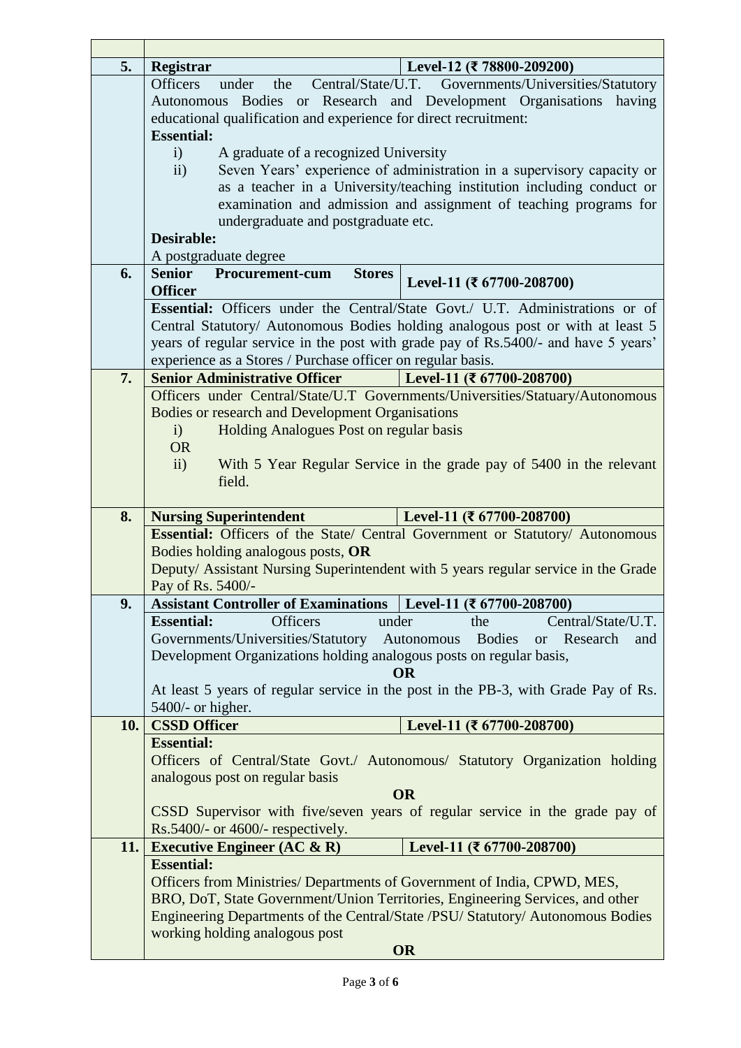| | | |
|---|---|---|
| **5.** | **Registrar** | **Level-12 (₹ 78800-209200)** |
| | Officers under the Central/State/U.T. Governments/Universities/Statutory Autonomous Bodies or Research and Development Organisations having educational qualification and experience for direct recruitment:<br>**Essential:**<br>i) A graduate of a recognized University<br>ii) Seven Years' experience of administration in a supervisory capacity or as a teacher in a University/teaching institution including conduct or examination and admission and assignment of teaching programs for undergraduate and postgraduate etc.<br>**Desirable:**<br>A postgraduate degree | |
| **6.** | **Senior Procurement-cum Stores Officer** | **Level-11 (₹ 67700-208700)** |
| | **Essential:** Officers under the Central/State Govt./ U.T. Administrations or of Central Statutory/ Autonomous Bodies holding analogous post or with at least 5 years of regular service in the post with grade pay of Rs.5400/- and have 5 years' experience as a Stores / Purchase officer on regular basis. | |
| **7.** | **Senior Administrative Officer** | **Level-11 (₹ 67700-208700)** |
| | Officers under Central/State/U.T Governments/Universities/Statuary/Autonomous Bodies or research and Development Organisations<br>i) Holding Analogues Post on regular basis<br>OR<br>ii) With 5 Year Regular Service in the grade pay of 5400 in the relevant field. | |
| **8.** | **Nursing Superintendent** | **Level-11 (₹ 67700-208700)** |
| | **Essential:** Officers of the State/ Central Government or Statutory/ Autonomous Bodies holding analogous posts, **OR**<br>Deputy/ Assistant Nursing Superintendent with 5 years regular service in the Grade Pay of Rs. 5400/- | |
| **9.** | **Assistant Controller of Examinations** | **Level-11 (₹ 67700-208700)** |
| | **Essential:** Officers under the Central/State/U.T. Governments/Universities/Statutory Autonomous Bodies or Research and Development Organizations holding analogous posts on regular basis,<br>**OR**<br>At least 5 years of regular service in the post in the PB-3, with Grade Pay of Rs. 5400/- or higher. | |
| **10.** | **CSSD Officer** | **Level-11 (₹ 67700-208700)** |
| | **Essential:**<br>Officers of Central/State Govt./ Autonomous/ Statutory Organization holding analogous post on regular basis<br>**OR**<br>CSSD Supervisor with five/seven years of regular service in the grade pay of Rs.5400/- or 4600/- respectively. | |
| **11.** | **Executive Engineer (AC & R)** | **Level-11 (₹ 67700-208700)** |
| | **Essential:**<br>Officers from Ministries/ Departments of Government of India, CPWD, MES, BRO, DoT, State Government/Union Territories, Engineering Services, and other Engineering Departments of the Central/State /PSU/ Statutory/ Autonomous Bodies working holding analogous post<br>**OR** | |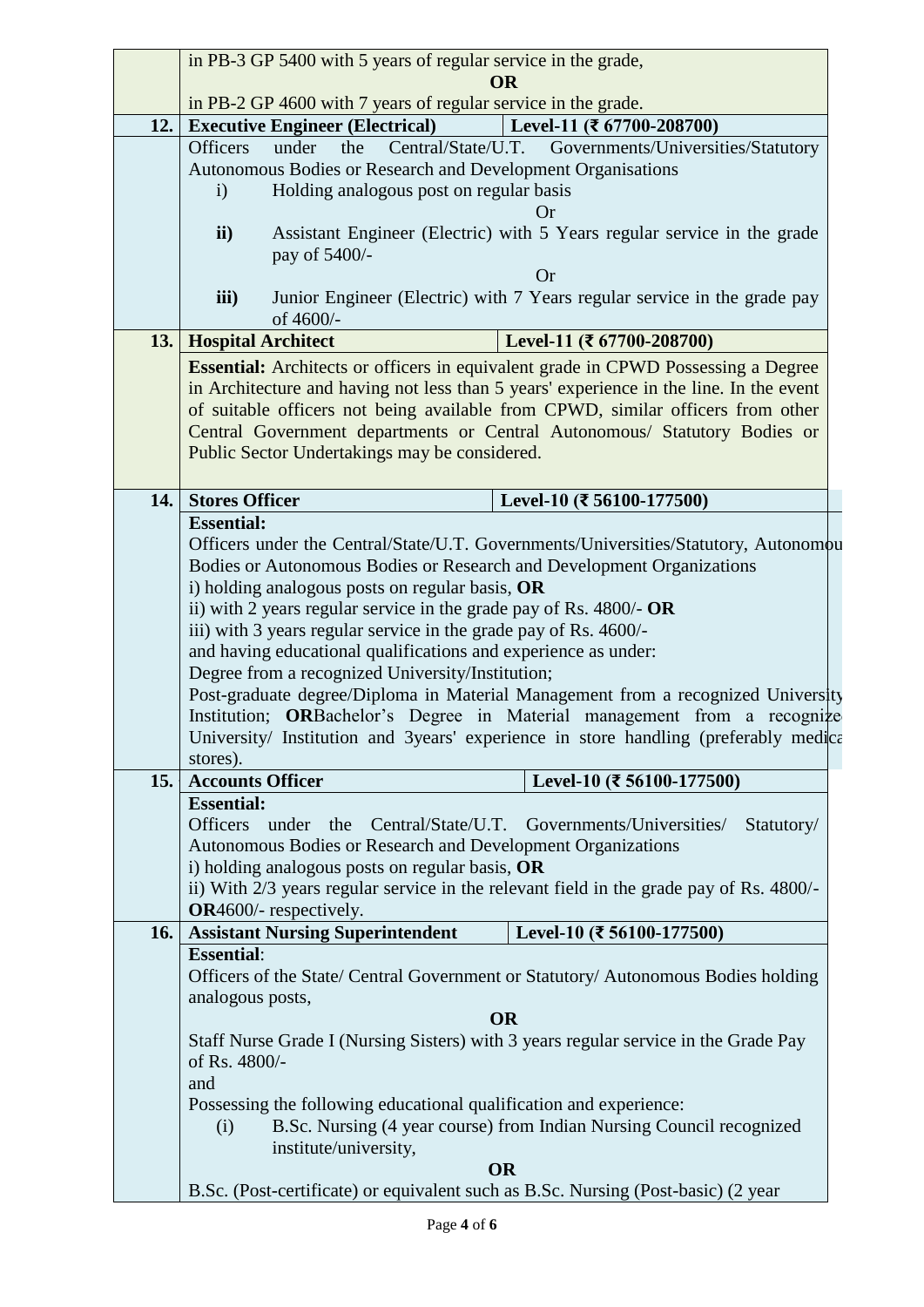| | | |
|---|---|---|
| | in PB-3 GP 5400 with 5 years of regular service in the grade,<br>**OR**<br>in PB-2 GP 4600 with 7 years of regular service in the grade. | |
| **12.** | **Executive Engineer (Electrical)** | **Level-11 (₹ 67700-208700)** |
| | Officers under the Central/State/U.T. Governments/Universities/Statutory Autonomous Bodies or Research and Development Organisations<br>i) Holding analogous post on regular basis<br>Or<br>**ii)** Assistant Engineer (Electric) with 5 Years regular service in the grade pay of 5400/-<br>Or<br>**iii)** Junior Engineer (Electric) with 7 Years regular service in the grade pay of 4600/- | |
| **13.** | **Hospital Architect** | **Level-11 (₹ 67700-208700)** |
| | **Essential:** Architects or officers in equivalent grade in CPWD Possessing a Degree in Architecture and having not less than 5 years' experience in the line. In the event of suitable officers not being available from CPWD, similar officers from other Central Government departments or Central Autonomous/ Statutory Bodies or Public Sector Undertakings may be considered. | |
| **14.** | **Stores Officer** | **Level-10 (₹ 56100-177500)** |
| | **Essential:**<br>Officers under the Central/State/U.T. Governments/Universities/Statutory, Autonomou Bodies or Autonomous Bodies or Research and Development Organizations<br>i) holding analogous posts on regular basis, **OR**<br>ii) with 2 years regular service in the grade pay of Rs. 4800/- **OR**<br>iii) with 3 years regular service in the grade pay of Rs. 4600/-<br>and having educational qualifications and experience as under:<br>Degree from a recognized University/Institution;<br>Post-graduate degree/Diploma in Material Management from a recognized University Institution; **OR**Bachelor's Degree in Material management from a recognize University/ Institution and 3years' experience in store handling (preferably medica stores). | |
| **15.** | **Accounts Officer** | **Level-10 (₹ 56100-177500)** |
| | **Essential:**<br>Officers under the Central/State/U.T. Governments/Universities/ Statutory/ Autonomous Bodies or Research and Development Organizations<br>i) holding analogous posts on regular basis, **OR**<br>ii) With 2/3 years regular service in the relevant field in the grade pay of Rs. 4800/- **OR**4600/- respectively. | |
| **16.** | **Assistant Nursing Superintendent** | **Level-10 (₹ 56100-177500)** |
| | **Essential**:<br>Officers of the State/ Central Government or Statutory/ Autonomous Bodies holding analogous posts,<br>**OR**<br>Staff Nurse Grade I (Nursing Sisters) with 3 years regular service in the Grade Pay of Rs. 4800/-<br>and<br>Possessing the following educational qualification and experience:<br>(i) B.Sc. Nursing (4 year course) from Indian Nursing Council recognized institute/university,<br>**OR**<br>B.Sc. (Post-certificate) or equivalent such as B.Sc. Nursing (Post-basic) (2 year | |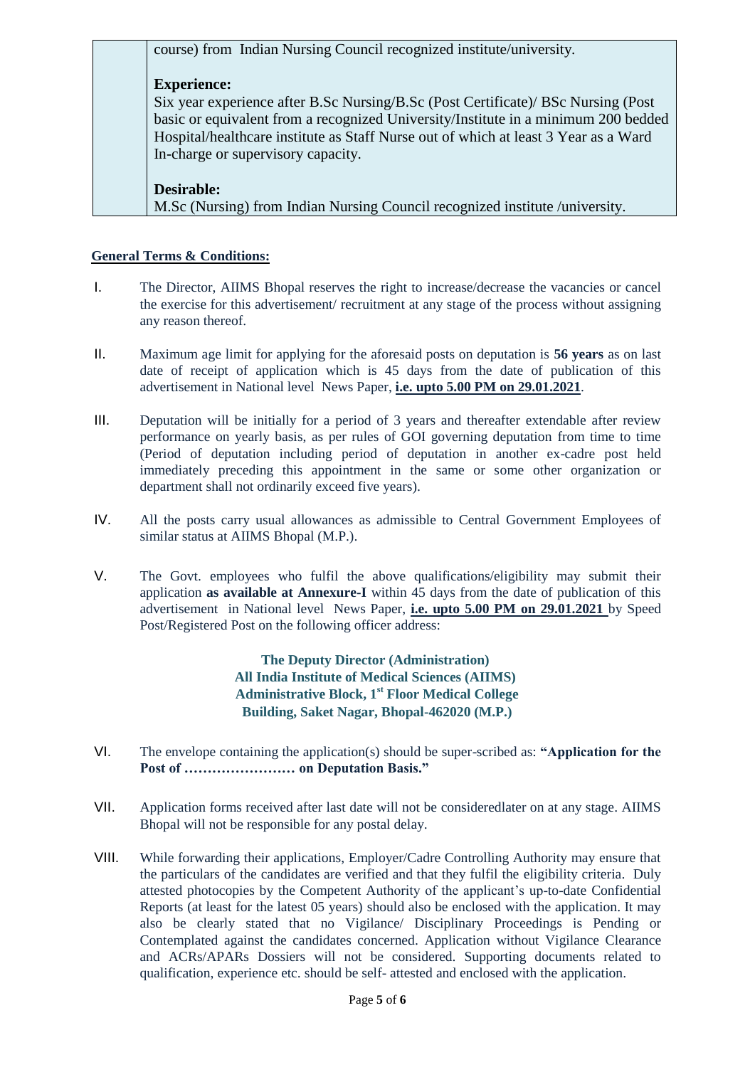| | course) from Indian Nursing Council recognized institute/university.<br><br>**Experience:**<br>Six year experience after B.Sc Nursing/B.Sc (Post Certificate)/ BSc Nursing (Post basic or equivalent from a recognized University/Institute in a minimum 200 bedded Hospital/healthcare institute as Staff Nurse out of which at least 3 Year as a Ward In-charge or supervisory capacity.<br><br>**Desirable:**<br>M.Sc (Nursing) from Indian Nursing Council recognized institute /university. |
|---|---|

**General Terms & Conditions:**

I. The Director, AIIMS Bhopal reserves the right to increase/decrease the vacancies or cancel the exercise for this advertisement/ recruitment at any stage of the process without assigning any reason thereof.

II. Maximum age limit for applying for the aforesaid posts on deputation is **56 years** as on last date of receipt of application which is 45 days from the date of publication of this advertisement in National level News Paper, **i.e. upto 5.00 PM on 29.01.2021**.

III. Deputation will be initially for a period of 3 years and thereafter extendable after review performance on yearly basis, as per rules of GOI governing deputation from time to time (Period of deputation including period of deputation in another ex-cadre post held immediately preceding this appointment in the same or some other organization or department shall not ordinarily exceed five years).

IV. All the posts carry usual allowances as admissible to Central Government Employees of similar status at AIIMS Bhopal (M.P.).

V. The Govt. employees who fulfil the above qualifications/eligibility may submit their application **as available at Annexure-I** within 45 days from the date of publication of this advertisement in National level News Paper, **i.e. upto 5.00 PM on 29.01.2021** by Speed Post/Registered Post on the following officer address:

**The Deputy Director (Administration)**
**All India Institute of Medical Sciences (AIIMS)**
**Administrative Block, 1st Floor Medical College**
**Building, Saket Nagar, Bhopal-462020 (M.P.)**

VI. The envelope containing the application(s) should be super-scribed as: **"Application for the Post of …………………… on Deputation Basis."**

VII. Application forms received after last date will not be consideredlater on at any stage. AIIMS Bhopal will not be responsible for any postal delay.

VIII. While forwarding their applications, Employer/Cadre Controlling Authority may ensure that the particulars of the candidates are verified and that they fulfil the eligibility criteria. Duly attested photocopies by the Competent Authority of the applicant's up-to-date Confidential Reports (at least for the latest 05 years) should also be enclosed with the application. It may also be clearly stated that no Vigilance/ Disciplinary Proceedings is Pending or Contemplated against the candidates concerned. Application without Vigilance Clearance and ACRs/APARs Dossiers will not be considered. Supporting documents related to qualification, experience etc. should be self- attested and enclosed with the application.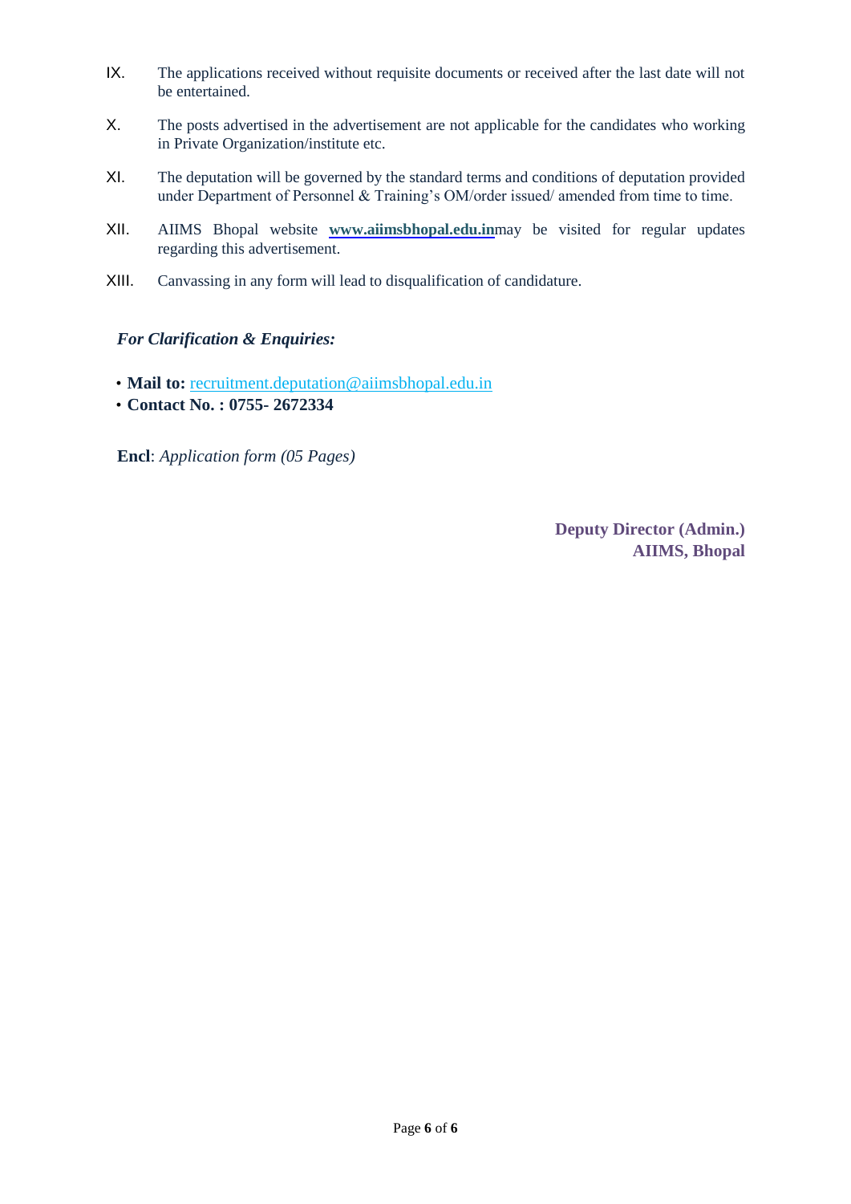IX. The applications received without requisite documents or received after the last date will not be entertained.

X. The posts advertised in the advertisement are not applicable for the candidates who working in Private Organization/institute etc.

XI. The deputation will be governed by the standard terms and conditions of deputation provided under Department of Personnel & Training's OM/order issued/ amended from time to time.

XII. AIIMS Bhopal website **www.aiimsbhopal.edu.in**may be visited for regular updates regarding this advertisement.

XIII. Canvassing in any form will lead to disqualification of candidature.

***For Clarification & Enquiries:***

- **Mail to:** recruitment.deputation@aiimsbhopal.edu.in
- **Contact No. : 0755- 2672334**

**Encl**: *Application form (05 Pages)*

**Deputy Director (Admin.)**
**AIIMS, Bhopal**